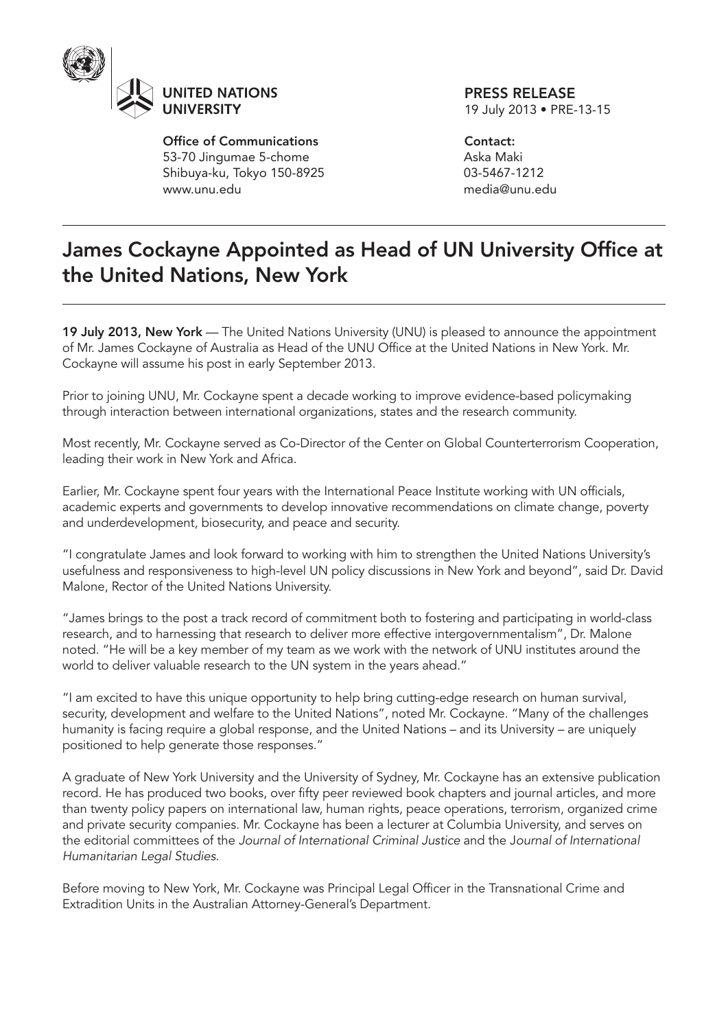UNITED NATIONS UNIVERSITY

**Office of Communications**
53-70 Jingumae 5-chome
Shibuya-ku, Tokyo 150-8925
www.unu.edu

**PRESS RELEASE**
19 July 2013 • PRE-13-15

**Contact:**
Aska Maki
03-5467-1212
media@unu.edu

# James Cockayne Appointed as Head of UN University Office at the United Nations, New York

**19 July 2013, New York** — The United Nations University (UNU) is pleased to announce the appointment of Mr. James Cockayne of Australia as Head of the UNU Office at the United Nations in New York. Mr. Cockayne will assume his post in early September 2013.

Prior to joining UNU, Mr. Cockayne spent a decade working to improve evidence-based policymaking through interaction between international organizations, states and the research community.

Most recently, Mr. Cockayne served as Co-Director of the Center on Global Counterterrorism Cooperation, leading their work in New York and Africa.

Earlier, Mr. Cockayne spent four years with the International Peace Institute working with UN officials, academic experts and governments to develop innovative recommendations on climate change, poverty and underdevelopment, biosecurity, and peace and security.

"I congratulate James and look forward to working with him to strengthen the United Nations University's usefulness and responsiveness to high-level UN policy discussions in New York and beyond", said Dr. David Malone, Rector of the United Nations University.

"James brings to the post a track record of commitment both to fostering and participating in world-class research, and to harnessing that research to deliver more effective intergovernmentalism", Dr. Malone noted. "He will be a key member of my team as we work with the network of UNU institutes around the world to deliver valuable research to the UN system in the years ahead."

"I am excited to have this unique opportunity to help bring cutting-edge research on human survival, security, development and welfare to the United Nations", noted Mr. Cockayne. "Many of the challenges humanity is facing require a global response, and the United Nations – and its University – are uniquely positioned to help generate those responses."

A graduate of New York University and the University of Sydney, Mr. Cockayne has an extensive publication record. He has produced two books, over fifty peer reviewed book chapters and journal articles, and more than twenty policy papers on international law, human rights, peace operations, terrorism, organized crime and private security companies. Mr. Cockayne has been a lecturer at Columbia University, and serves on the editorial committees of the *Journal of International Criminal Justice* and the *Journal of International Humanitarian Legal Studies.*

Before moving to New York, Mr. Cockayne was Principal Legal Officer in the Transnational Crime and Extradition Units in the Australian Attorney-General's Department.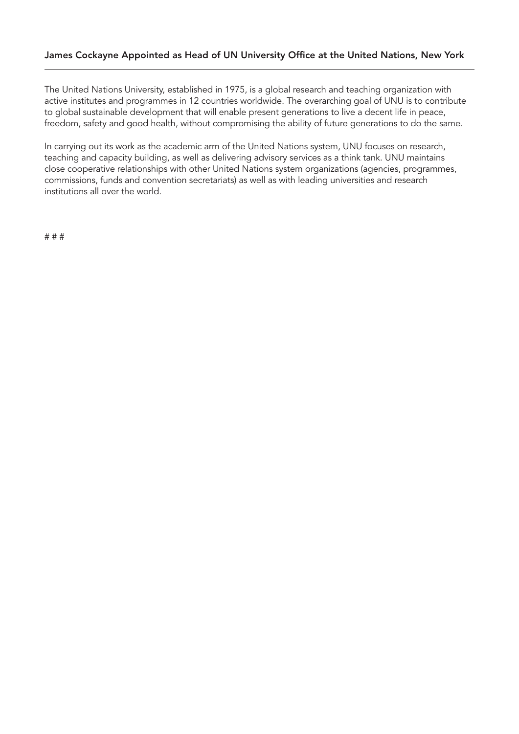The United Nations University, established in 1975, is a global research and teaching organization with active institutes and programmes in 12 countries worldwide. The overarching goal of UNU is to contribute to global sustainable development that will enable present generations to live a decent life in peace, freedom, safety and good health, without compromising the ability of future generations to do the same.

In carrying out its work as the academic arm of the United Nations system, UNU focuses on research, teaching and capacity building, as well as delivering advisory services as a think tank. UNU maintains close cooperative relationships with other United Nations system organizations (agencies, programmes, commissions, funds and convention secretariats) as well as with leading universities and research institutions all over the world.

# # #